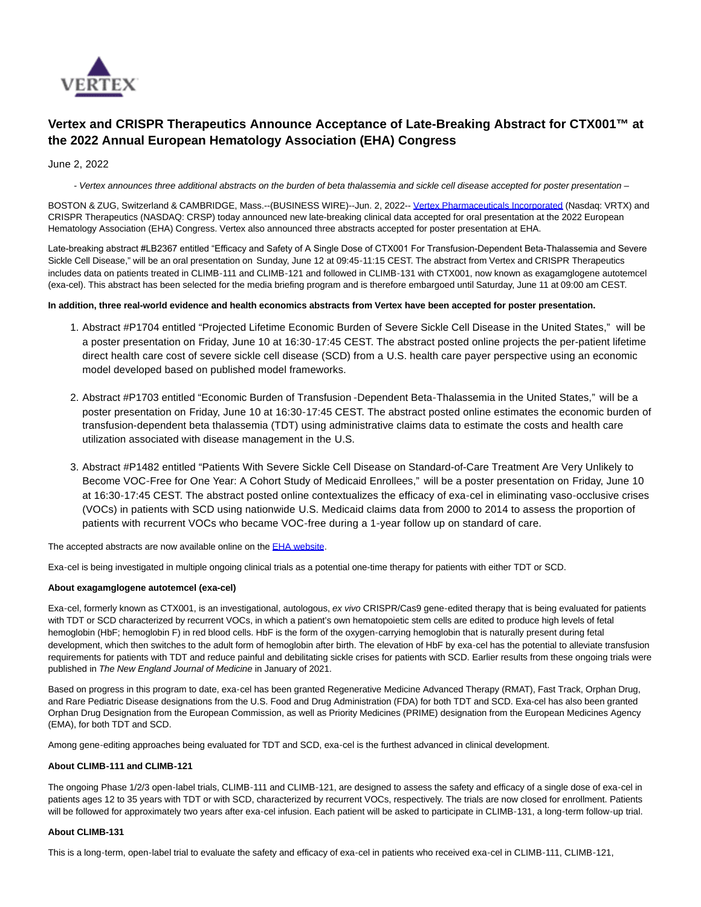# Vertex and CRISPR Therapeutics Announce Acceptance of Late-Breaking Abstract for CTX001™ at the 2022 Annual European Hematology Association (EHA) Congress

June 2, 2022

*- Vertex announces three additional abstracts on the burden of beta thalassemia and sickle cell disease accepted for poster presentation –*

BOSTON & ZUG, Switzerland & CAMBRIDGE, Mass.--(BUSINESS WIRE)--Jun. 2, 2022-- Vertex Pharmaceuticals Incorporated (Nasdaq: VRTX) and CRISPR Therapeutics (NASDAQ: CRSP) today announced new late-breaking clinical data accepted for oral presentation at the 2022 European Hematology Association (EHA) Congress. Vertex also announced three abstracts accepted for poster presentation at EHA.

Late-breaking abstract #LB2367 entitled "Efficacy and Safety of A Single Dose of CTX001 For Transfusion-Dependent Beta-Thalassemia and Severe Sickle Cell Disease," will be an oral presentation on Sunday, June 12 at 09:45-11:15 CEST. The abstract from Vertex and CRISPR Therapeutics includes data on patients treated in CLIMB-111 and CLIMB-121 and followed in CLIMB-131 with CTX001, now known as exagamglogene autotemcel (exa-cel). This abstract has been selected for the media briefing program and is therefore embargoed until Saturday, June 11 at 09:00 am CEST.

**In addition, three real-world evidence and health economics abstracts from Vertex have been accepted for poster presentation.**

1. Abstract #P1704 entitled "Projected Lifetime Economic Burden of Severe Sickle Cell Disease in the United States," will be a poster presentation on Friday, June 10 at 16:30-17:45 CEST. The abstract posted online projects the per-patient lifetime direct health care cost of severe sickle cell disease (SCD) from a U.S. health care payer perspective using an economic model developed based on published model frameworks.
2. Abstract #P1703 entitled "Economic Burden of Transfusion -Dependent Beta-Thalassemia in the United States," will be a poster presentation on Friday, June 10 at 16:30-17:45 CEST. The abstract posted online estimates the economic burden of transfusion-dependent beta thalassemia (TDT) using administrative claims data to estimate the costs and health care utilization associated with disease management in the U.S.
3. Abstract #P1482 entitled "Patients With Severe Sickle Cell Disease on Standard-of-Care Treatment Are Very Unlikely to Become VOC-Free for One Year: A Cohort Study of Medicaid Enrollees," will be a poster presentation on Friday, June 10 at 16:30-17:45 CEST. The abstract posted online contextualizes the efficacy of exa-cel in eliminating vaso-occlusive crises (VOCs) in patients with SCD using nationwide U.S. Medicaid claims data from 2000 to 2014 to assess the proportion of patients with recurrent VOCs who became VOC-free during a 1-year follow up on standard of care.

The accepted abstracts are now available online on the EHA website.

Exa-cel is being investigated in multiple ongoing clinical trials as a potential one-time therapy for patients with either TDT or SCD.

**About exagamglogene autotemcel (exa-cel)**

Exa-cel, formerly known as CTX001, is an investigational, autologous, *ex vivo* CRISPR/Cas9 gene-edited therapy that is being evaluated for patients with TDT or SCD characterized by recurrent VOCs, in which a patient's own hematopoietic stem cells are edited to produce high levels of fetal hemoglobin (HbF; hemoglobin F) in red blood cells. HbF is the form of the oxygen-carrying hemoglobin that is naturally present during fetal development, which then switches to the adult form of hemoglobin after birth. The elevation of HbF by exa-cel has the potential to alleviate transfusion requirements for patients with TDT and reduce painful and debilitating sickle crises for patients with SCD. Earlier results from these ongoing trials were published in *The New England Journal of Medicine* in January of 2021.

Based on progress in this program to date, exa-cel has been granted Regenerative Medicine Advanced Therapy (RMAT), Fast Track, Orphan Drug, and Rare Pediatric Disease designations from the U.S. Food and Drug Administration (FDA) for both TDT and SCD. Exa-cel has also been granted Orphan Drug Designation from the European Commission, as well as Priority Medicines (PRIME) designation from the European Medicines Agency (EMA), for both TDT and SCD.

Among gene-editing approaches being evaluated for TDT and SCD, exa-cel is the furthest advanced in clinical development.

**About CLIMB-111 and CLIMB-121**

The ongoing Phase 1/2/3 open-label trials, CLIMB-111 and CLIMB-121, are designed to assess the safety and efficacy of a single dose of exa-cel in patients ages 12 to 35 years with TDT or with SCD, characterized by recurrent VOCs, respectively. The trials are now closed for enrollment. Patients will be followed for approximately two years after exa-cel infusion. Each patient will be asked to participate in CLIMB-131, a long-term follow-up trial.

**About CLIMB-131**

This is a long-term, open-label trial to evaluate the safety and efficacy of exa-cel in patients who received exa-cel in CLIMB-111, CLIMB-121,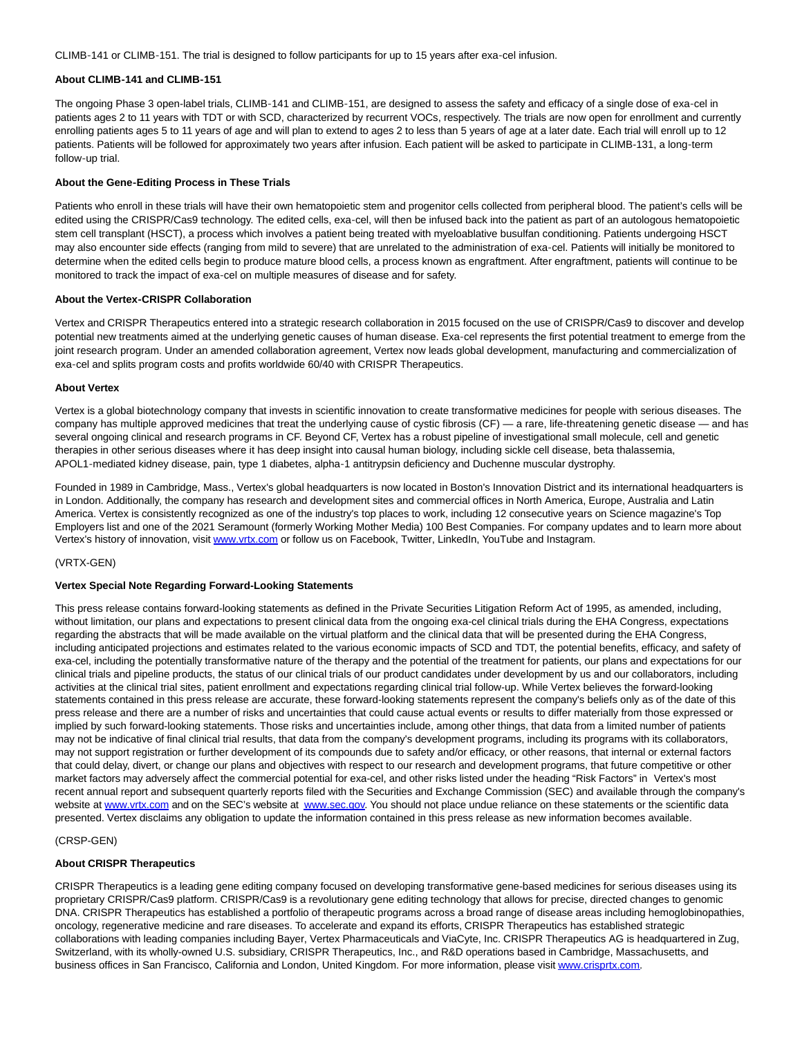CLIMB-141 or CLIMB-151. The trial is designed to follow participants for up to 15 years after exa-cel infusion.

**About CLIMB-141 and CLIMB-151**

The ongoing Phase 3 open-label trials, CLIMB-141 and CLIMB-151, are designed to assess the safety and efficacy of a single dose of exa-cel in patients ages 2 to 11 years with TDT or with SCD, characterized by recurrent VOCs, respectively. The trials are now open for enrollment and currently enrolling patients ages 5 to 11 years of age and will plan to extend to ages 2 to less than 5 years of age at a later date. Each trial will enroll up to 12 patients. Patients will be followed for approximately two years after infusion. Each patient will be asked to participate in CLIMB-131, a long-term follow-up trial.

**About the Gene-Editing Process in These Trials**

Patients who enroll in these trials will have their own hematopoietic stem and progenitor cells collected from peripheral blood. The patient's cells will be edited using the CRISPR/Cas9 technology. The edited cells, exa-cel, will then be infused back into the patient as part of an autologous hematopoietic stem cell transplant (HSCT), a process which involves a patient being treated with myeloablative busulfan conditioning. Patients undergoing HSCT may also encounter side effects (ranging from mild to severe) that are unrelated to the administration of exa-cel. Patients will initially be monitored to determine when the edited cells begin to produce mature blood cells, a process known as engraftment. After engraftment, patients will continue to be monitored to track the impact of exa-cel on multiple measures of disease and for safety.

**About the Vertex-CRISPR Collaboration**

Vertex and CRISPR Therapeutics entered into a strategic research collaboration in 2015 focused on the use of CRISPR/Cas9 to discover and develop potential new treatments aimed at the underlying genetic causes of human disease. Exa-cel represents the first potential treatment to emerge from the joint research program. Under an amended collaboration agreement, Vertex now leads global development, manufacturing and commercialization of exa-cel and splits program costs and profits worldwide 60/40 with CRISPR Therapeutics.

**About Vertex**

Vertex is a global biotechnology company that invests in scientific innovation to create transformative medicines for people with serious diseases. The company has multiple approved medicines that treat the underlying cause of cystic fibrosis (CF) — a rare, life-threatening genetic disease — and has several ongoing clinical and research programs in CF. Beyond CF, Vertex has a robust pipeline of investigational small molecule, cell and genetic therapies in other serious diseases where it has deep insight into causal human biology, including sickle cell disease, beta thalassemia, APOL1-mediated kidney disease, pain, type 1 diabetes, alpha-1 antitrypsin deficiency and Duchenne muscular dystrophy.

Founded in 1989 in Cambridge, Mass., Vertex's global headquarters is now located in Boston's Innovation District and its international headquarters is in London. Additionally, the company has research and development sites and commercial offices in North America, Europe, Australia and Latin America. Vertex is consistently recognized as one of the industry's top places to work, including 12 consecutive years on Science magazine's Top Employers list and one of the 2021 Seramount (formerly Working Mother Media) 100 Best Companies. For company updates and to learn more about Vertex's history of innovation, visit www.vrtx.com or follow us on Facebook, Twitter, LinkedIn, YouTube and Instagram.

(VRTX-GEN)

**Vertex Special Note Regarding Forward-Looking Statements**

This press release contains forward-looking statements as defined in the Private Securities Litigation Reform Act of 1995, as amended, including, without limitation, our plans and expectations to present clinical data from the ongoing exa-cel clinical trials during the EHA Congress, expectations regarding the abstracts that will be made available on the virtual platform and the clinical data that will be presented during the EHA Congress, including anticipated projections and estimates related to the various economic impacts of SCD and TDT, the potential benefits, efficacy, and safety of exa-cel, including the potentially transformative nature of the therapy and the potential of the treatment for patients, our plans and expectations for our clinical trials and pipeline products, the status of our clinical trials of our product candidates under development by us and our collaborators, including activities at the clinical trial sites, patient enrollment and expectations regarding clinical trial follow-up. While Vertex believes the forward-looking statements contained in this press release are accurate, these forward-looking statements represent the company's beliefs only as of the date of this press release and there are a number of risks and uncertainties that could cause actual events or results to differ materially from those expressed or implied by such forward-looking statements. Those risks and uncertainties include, among other things, that data from a limited number of patients may not be indicative of final clinical trial results, that data from the company's development programs, including its programs with its collaborators, may not support registration or further development of its compounds due to safety and/or efficacy, or other reasons, that internal or external factors that could delay, divert, or change our plans and objectives with respect to our research and development programs, that future competitive or other market factors may adversely affect the commercial potential for exa-cel, and other risks listed under the heading "Risk Factors" in Vertex's most recent annual report and subsequent quarterly reports filed with the Securities and Exchange Commission (SEC) and available through the company's website at www.vrtx.com and on the SEC's website at www.sec.gov. You should not place undue reliance on these statements or the scientific data presented. Vertex disclaims any obligation to update the information contained in this press release as new information becomes available.

(CRSP-GEN)

**About CRISPR Therapeutics**

CRISPR Therapeutics is a leading gene editing company focused on developing transformative gene-based medicines for serious diseases using its proprietary CRISPR/Cas9 platform. CRISPR/Cas9 is a revolutionary gene editing technology that allows for precise, directed changes to genomic DNA. CRISPR Therapeutics has established a portfolio of therapeutic programs across a broad range of disease areas including hemoglobinopathies, oncology, regenerative medicine and rare diseases. To accelerate and expand its efforts, CRISPR Therapeutics has established strategic collaborations with leading companies including Bayer, Vertex Pharmaceuticals and ViaCyte, Inc. CRISPR Therapeutics AG is headquartered in Zug, Switzerland, with its wholly-owned U.S. subsidiary, CRISPR Therapeutics, Inc., and R&D operations based in Cambridge, Massachusetts, and business offices in San Francisco, California and London, United Kingdom. For more information, please visit www.crisprtx.com.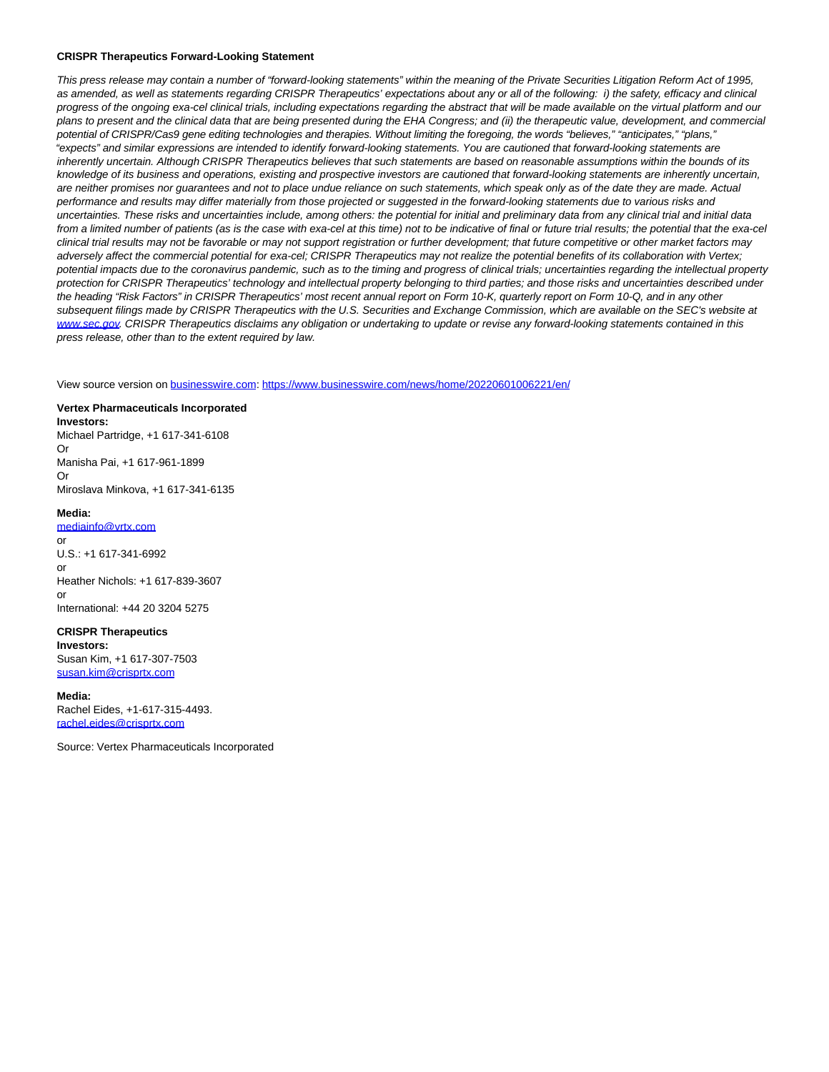**CRISPR Therapeutics Forward-Looking Statement**

*This press release may contain a number of "forward-looking statements" within the meaning of the Private Securities Litigation Reform Act of 1995, as amended, as well as statements regarding CRISPR Therapeutics' expectations about any or all of the following: i) the safety, efficacy and clinical progress of the ongoing exa-cel clinical trials, including expectations regarding the abstract that will be made available on the virtual platform and our plans to present and the clinical data that are being presented during the EHA Congress; and (ii) the therapeutic value, development, and commercial potential of CRISPR/Cas9 gene editing technologies and therapies. Without limiting the foregoing, the words "believes," "anticipates," "plans," "expects" and similar expressions are intended to identify forward-looking statements. You are cautioned that forward-looking statements are inherently uncertain. Although CRISPR Therapeutics believes that such statements are based on reasonable assumptions within the bounds of its knowledge of its business and operations, existing and prospective investors are cautioned that forward-looking statements are inherently uncertain, are neither promises nor guarantees and not to place undue reliance on such statements, which speak only as of the date they are made. Actual performance and results may differ materially from those projected or suggested in the forward-looking statements due to various risks and uncertainties. These risks and uncertainties include, among others: the potential for initial and preliminary data from any clinical trial and initial data from a limited number of patients (as is the case with exa-cel at this time) not to be indicative of final or future trial results; the potential that the exa-cel clinical trial results may not be favorable or may not support registration or further development; that future competitive or other market factors may adversely affect the commercial potential for exa-cel; CRISPR Therapeutics may not realize the potential benefits of its collaboration with Vertex; potential impacts due to the coronavirus pandemic, such as to the timing and progress of clinical trials; uncertainties regarding the intellectual property protection for CRISPR Therapeutics' technology and intellectual property belonging to third parties; and those risks and uncertainties described under the heading "Risk Factors" in CRISPR Therapeutics' most recent annual report on Form 10-K, quarterly report on Form 10-Q, and in any other subsequent filings made by CRISPR Therapeutics with the U.S. Securities and Exchange Commission, which are available on the SEC's website at www.sec.gov. CRISPR Therapeutics disclaims any obligation or undertaking to update or revise any forward-looking statements contained in this press release, other than to the extent required by law.*

View source version on businesswire.com: https://www.businesswire.com/news/home/20220601006221/en/

**Vertex Pharmaceuticals Incorporated**
**Investors:**
Michael Partridge, +1 617-341-6108
Or
Manisha Pai, +1 617-961-1899
Or
Miroslava Minkova, +1 617-341-6135

**Media:**
mediainfo@vrtx.com
or
U.S.: +1 617-341-6992
or
Heather Nichols: +1 617-839-3607
or
International: +44 20 3204 5275

**CRISPR Therapeutics**
**Investors:**
Susan Kim, +1 617-307-7503
susan.kim@crisprtx.com

**Media:**
Rachel Eides, +1-617-315-4493.
rachel.eides@crisprtx.com

Source: Vertex Pharmaceuticals Incorporated